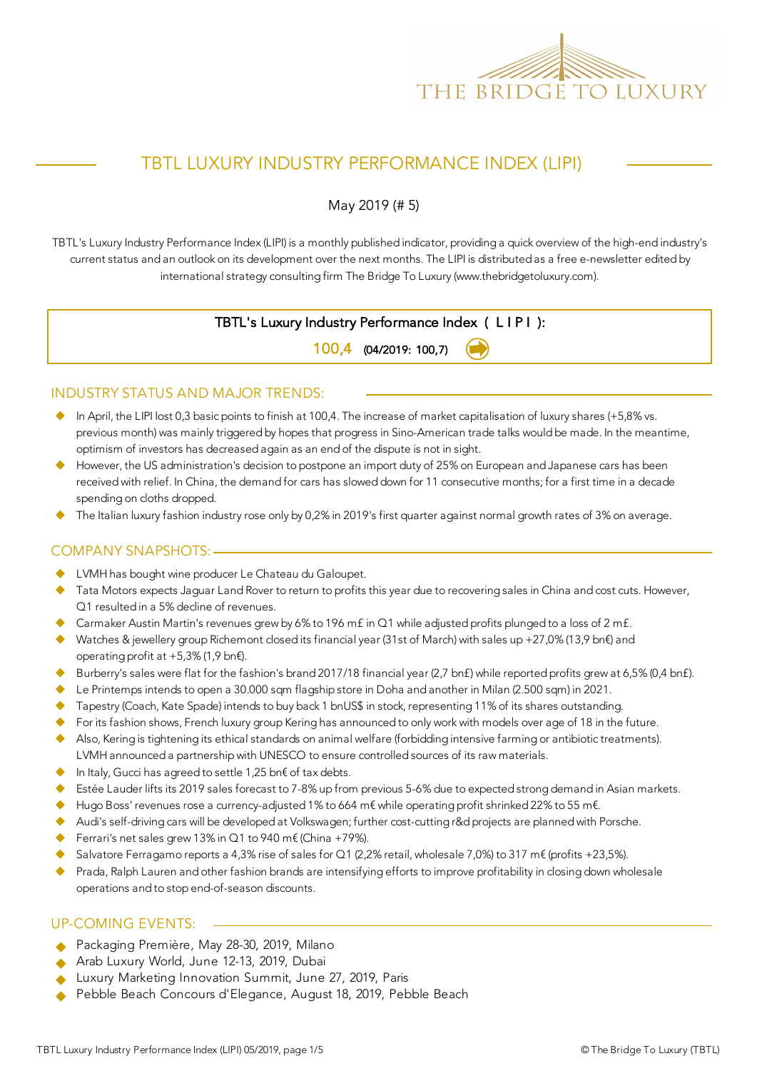THE BRIDGE TO LUXURY

# TBTL LUXURY INDUSTRY PERFORMANCE INDEX (LIPI)

May 2019 (# 5)

TBTL's Luxury Industry Performance Index (LIPI) is a monthly published indicator, providing a quick overview of the high-end industry's current status and an outlook on its development over the next months. The LIPI is distributed as a free e-newsletter edited by international strategy consulting firm The Bridge To Luxury (www.thebridgetoluxury.com).

**TBTL's Luxury Industry Performance Index ( L I P I ):**

**100,4** (04/2019: 100,7)

## INDUSTRY STATUS AND MAJOR TRENDS:

- In April, the LIPI lost 0,3 basic points to finish at 100,4. The increase of market capitalisation of luxury shares (+5,8% vs. previous month) was mainly triggered by hopes that progress in Sino-American trade talks would be made. In the meantime, optimism of investors has decreased again as an end of the dispute is not in sight.
- However, the US administration's decision to postpone an import duty of 25% on European and Japanese cars has been received with relief. In China, the demand for cars has slowed down for 11 consecutive months; for a first time in a decade spending on cloths dropped.
- The Italian luxury fashion industry rose only by 0,2% in 2019's first quarter against normal growth rates of 3% on average.

## COMPANY SNAPSHOTS:

- LVMH has bought wine producer Le Chateau du Galoupet.
- Tata Motors expects Jaguar Land Rover to return to profits this year due to recovering sales in China and cost cuts. However, Q1 resulted in a 5% decline of revenues.
- Carmaker Austin Martin's revenues grew by 6% to 196 m£ in Q1 while adjusted profits plunged to a loss of 2 m£.
- Watches & jewellery group Richemont closed its financial year (31st of March) with sales up +27,0% (13,9 bn€) and operating profit at +5,3% (1,9 bn€).
- Burberry's sales were flat for the fashion's brand 2017/18 financial year (2,7 bn£) while reported profits grew at 6,5% (0,4 bn£).
- Le Printemps intends to open a 30.000 sqm flagship store in Doha and another in Milan (2.500 sqm) in 2021.
- Tapestry (Coach, Kate Spade) intends to buy back 1 bnUS$ in stock, representing 11% of its shares outstanding.
- For its fashion shows, French luxury group Kering has announced to only work with models over age of 18 in the future.
- Also, Kering is tightening its ethical standards on animal welfare (forbidding intensive farming or antibiotic treatments). LVMH announced a partnership with UNESCO to ensure controlled sources of its raw materials.
- In Italy, Gucci has agreed to settle 1,25 bn€ of tax debts.
- Estée Lauder lifts its 2019 sales forecast to 7-8% up from previous 5-6% due to expected strong demand in Asian markets.
- Hugo Boss' revenues rose a currency-adjusted 1% to 664 m€ while operating profit shrinked 22% to 55 m€.
- Audi's self-driving cars will be developed at Volkswagen; further cost-cutting r&d projects are planned with Porsche.
- Ferrari's net sales grew 13% in Q1 to 940 m€ (China +79%).
- Salvatore Ferragamo reports a 4,3% rise of sales for Q1 (2,2% retail, wholesale 7,0%) to 317 m€ (profits +23,5%).
- Prada, Ralph Lauren and other fashion brands are intensifying efforts to improve profitability in closing down wholesale operations and to stop end-of-season discounts.

## UP-COMING EVENTS:

- Packaging Première, May 28-30, 2019, Milano
- Arab Luxury World, June 12-13, 2019, Dubai
- Luxury Marketing Innovation Summit, June 27, 2019, Paris
- Pebble Beach Concours d'Elegance, August 18, 2019, Pebble Beach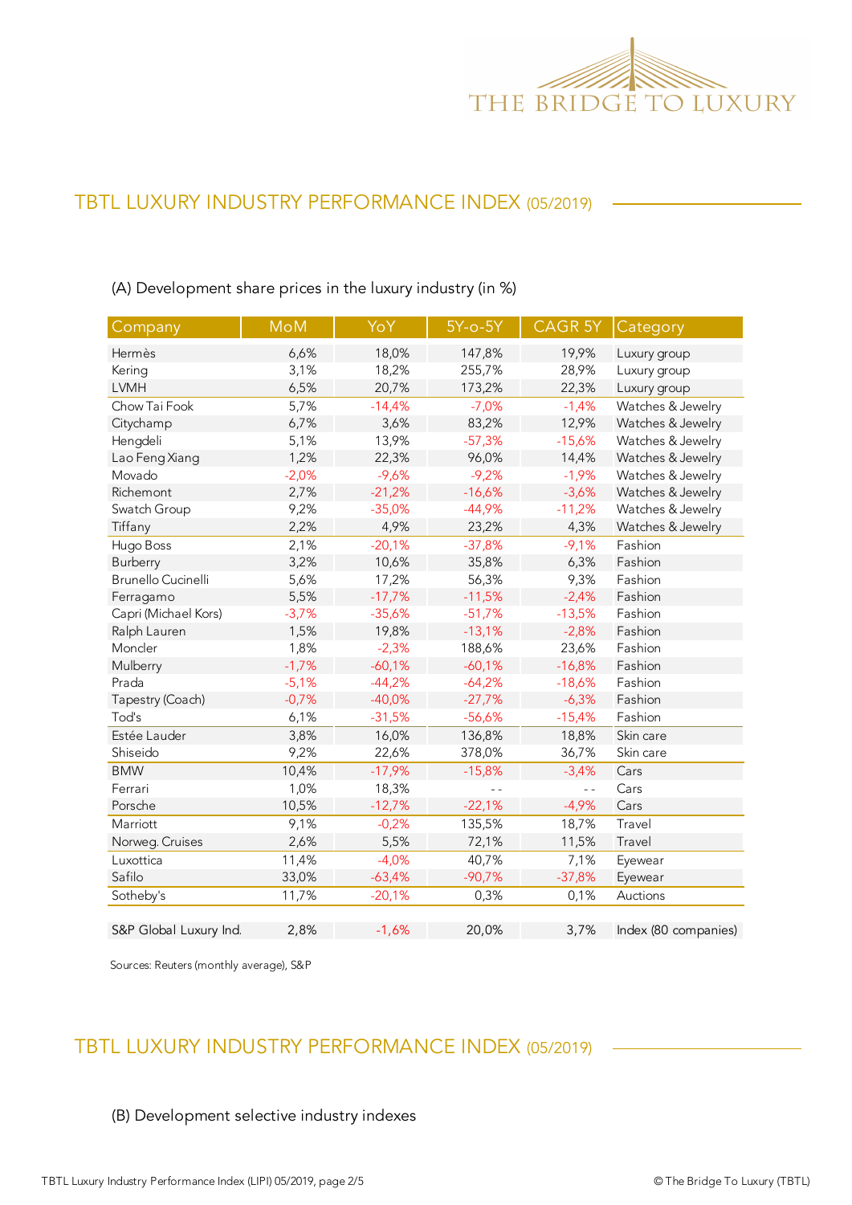## TBTL LUXURY INDUSTRY PERFORMANCE INDEX (05/2019)

(A) Development share prices in the luxury industry (in %)

| Company | MoM | YoY | 5Y-o-5Y | CAGR 5Y | Category |
|---|---|---|---|---|---|
| Hermès | 6,6% | 18,0% | 147,8% | 19,9% | Luxury group |
| Kering | 3,1% | 18,2% | 255,7% | 28,9% | Luxury group |
| LVMH | 6,5% | 20,7% | 173,2% | 22,3% | Luxury group |
| Chow Tai Fook | 5,7% | -14,4% | -7,0% | -1,4% | Watches & Jewelry |
| Citychamp | 6,7% | 3,6% | 83,2% | 12,9% | Watches & Jewelry |
| Hengdeli | 5,1% | 13,9% | -57,3% | -15,6% | Watches & Jewelry |
| Lao Feng Xiang | 1,2% | 22,3% | 96,0% | 14,4% | Watches & Jewelry |
| Movado | -2,0% | -9,6% | -9,2% | -1,9% | Watches & Jewelry |
| Richemont | 2,7% | -21,2% | -16,6% | -3,6% | Watches & Jewelry |
| Swatch Group | 9,2% | -35,0% | -44,9% | -11,2% | Watches & Jewelry |
| Tiffany | 2,2% | 4,9% | 23,2% | 4,3% | Watches & Jewelry |
| Hugo Boss | 2,1% | -20,1% | -37,8% | -9,1% | Fashion |
| Burberry | 3,2% | 10,6% | 35,8% | 6,3% | Fashion |
| Brunello Cucinelli | 5,6% | 17,2% | 56,3% | 9,3% | Fashion |
| Ferragamo | 5,5% | -17,7% | -11,5% | -2,4% | Fashion |
| Capri (Michael Kors) | -3,7% | -35,6% | -51,7% | -13,5% | Fashion |
| Ralph Lauren | 1,5% | 19,8% | -13,1% | -2,8% | Fashion |
| Moncler | 1,8% | -2,3% | 188,6% | 23,6% | Fashion |
| Mulberry | -1,7% | -60,1% | -60,1% | -16,8% | Fashion |
| Prada | -5,1% | -44,2% | -64,2% | -18,6% | Fashion |
| Tapestry (Coach) | -0,7% | -40,0% | -27,7% | -6,3% | Fashion |
| Tod's | 6,1% | -31,5% | -56,6% | -15,4% | Fashion |
| Estée Lauder | 3,8% | 16,0% | 136,8% | 18,8% | Skin care |
| Shiseido | 9,2% | 22,6% | 378,0% | 36,7% | Skin care |
| BMW | 10,4% | -17,9% | -15,8% | -3,4% | Cars |
| Ferrari | 1,0% | 18,3% | - - | - - | Cars |
| Porsche | 10,5% | -12,7% | -22,1% | -4,9% | Cars |
| Marriott | 9,1% | -0,2% | 135,5% | 18,7% | Travel |
| Norweg. Cruises | 2,6% | 5,5% | 72,1% | 11,5% | Travel |
| Luxottica | 11,4% | -4,0% | 40,7% | 7,1% | Eyewear |
| Safilo | 33,0% | -63,4% | -90,7% | -37,8% | Eyewear |
| Sotheby's | 11,7% | -20,1% | 0,3% | 0,1% | Auctions |
| | | | | | |
| S&P Global Luxury Ind. | 2,8% | -1,6% | 20,0% | 3,7% | Index (80 companies) |

Sources: Reuters (monthly average), S&P

## TBTL LUXURY INDUSTRY PERFORMANCE INDEX (05/2019)

(B) Development selective industry indexes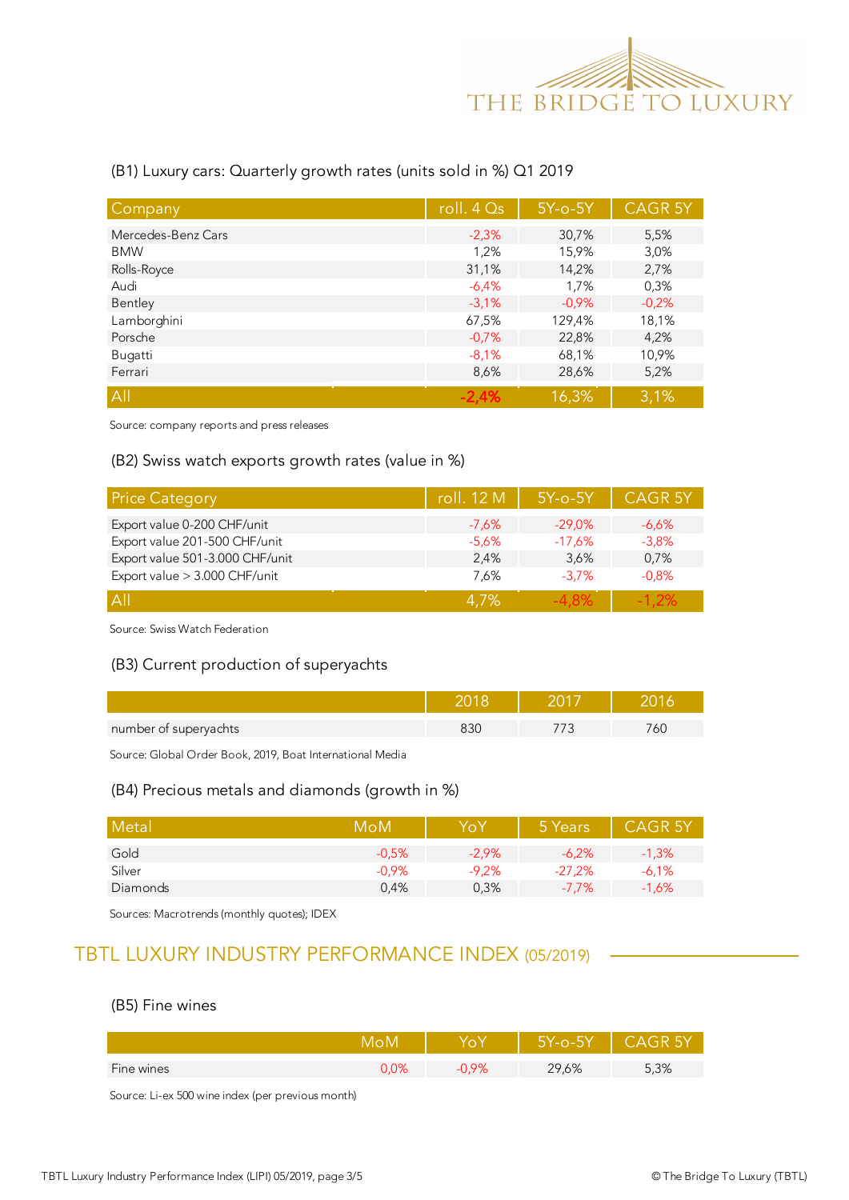### (B1) Luxury cars: Quarterly growth rates (units sold in %) Q1 2019

| Company | roll. 4 Qs | 5Y-o-5Y | CAGR 5Y |
|---|---|---|---|
| Mercedes-Benz Cars | -2,3% | 30,7% | 5,5% |
| BMW | 1,2% | 15,9% | 3,0% |
| Rolls-Royce | 31,1% | 14,2% | 2,7% |
| Audi | -6,4% | 1,7% | 0,3% |
| Bentley | -3,1% | -0,9% | -0,2% |
| Lamborghini | 67,5% | 129,4% | 18,1% |
| Porsche | -0,7% | 22,8% | 4,2% |
| Bugatti | -8,1% | 68,1% | 10,9% |
| Ferrari | 8,6% | 28,6% | 5,2% |
| All | -2,4% | 16,3% | 3,1% |

Source: company reports and press releases

### (B2) Swiss watch exports growth rates (value in %)

| Price Category | roll. 12 M | 5Y-o-5Y | CAGR 5Y |
|---|---|---|---|
| Export value 0-200 CHF/unit | -7,6% | -29,0% | -6,6% |
| Export value 201-500 CHF/unit | -5,6% | -17,6% | -3,8% |
| Export value 501-3.000 CHF/unit | 2,4% | 3,6% | 0,7% |
| Export value > 3.000 CHF/unit | 7,6% | -3,7% | -0,8% |
| All | 4,7% | -4,8% | -1,2% |

Source: Swiss Watch Federation

### (B3) Current production of superyachts

| | 2018 | 2017 | 2016 |
|---|---|---|---|
| number of superyachts | 830 | 773 | 760 |

Source: Global Order Book, 2019, Boat International Media

### (B4) Precious metals and diamonds (growth in %)

| Metal | MoM | YoY | 5 Years | CAGR 5Y |
|---|---|---|---|---|
| Gold | -0,5% | -2,9% | -6,2% | -1,3% |
| Silver | -0,9% | -9,2% | -27,2% | -6,1% |
| Diamonds | 0,4% | 0,3% | -7,7% | -1,6% |

Sources: Macrotrends (monthly quotes); IDEX

## TBTL LUXURY INDUSTRY PERFORMANCE INDEX (05/2019)

### (B5) Fine wines

| | MoM | YoY | 5Y-o-5Y | CAGR 5Y |
|---|---|---|---|---|
| Fine wines | 0,0% | -0,9% | 29,6% | 5,3% |

Source: Li-ex 500 wine index (per previous month)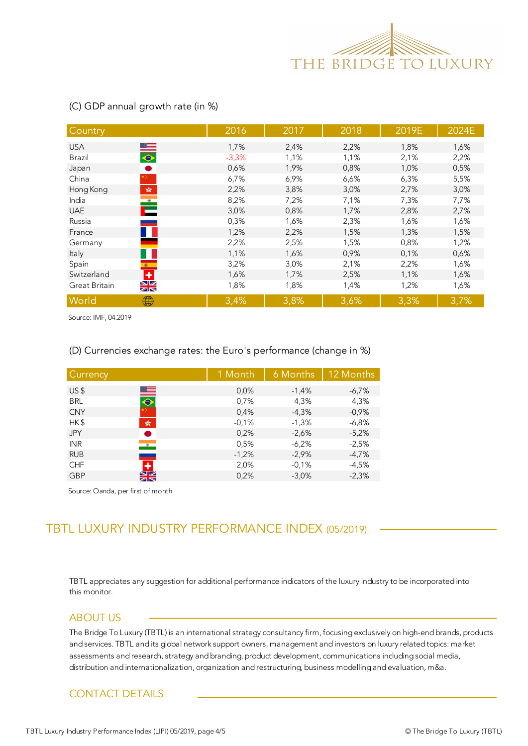(C) GDP annual growth rate (in %)

| Country | 2016 | 2017 | 2018 | 2019E | 2024E |
|---|---|---|---|---|---|
| USA | 1,7% | 2,4% | 2,2% | 1,8% | 1,6% |
| Brazil | -3,3% | 1,1% | 1,1% | 2,1% | 2,2% |
| Japan | 0,6% | 1,9% | 0,8% | 1,0% | 0,5% |
| China | 6,7% | 6,9% | 6,6% | 6,3% | 5,5% |
| Hong Kong | 2,2% | 3,8% | 3,0% | 2,7% | 3,0% |
| India | 8,2% | 7,2% | 7,1% | 7,3% | 7,7% |
| UAE | 3,0% | 0,8% | 1,7% | 2,8% | 2,7% |
| Russia | 0,3% | 1,6% | 2,3% | 1,6% | 1,6% |
| France | 1,2% | 2,2% | 1,5% | 1,3% | 1,5% |
| Germany | 2,2% | 2,5% | 1,5% | 0,8% | 1,2% |
| Italy | 1,1% | 1,6% | 0,9% | 0,1% | 0,6% |
| Spain | 3,2% | 3,0% | 2,1% | 2,2% | 1,6% |
| Switzerland | 1,6% | 1,7% | 2,5% | 1,1% | 1,6% |
| Great Britain | 1,8% | 1,8% | 1,4% | 1,2% | 1,6% |
| World | 3,4% | 3,8% | 3,6% | 3,3% | 3,7% |

Source: IMF, 04.2019

(D) Currencies exchange rates: the Euro's performance (change in %)

| Currency | 1 Month | 6 Months | 12 Months |
|---|---|---|---|
| US $ | 0,0% | -1,4% | -6,7% |
| BRL | 0,7% | 4,3% | 4,3% |
| CNY | 0,4% | -4,3% | -0,9% |
| HK $ | -0,1% | -1,3% | -6,8% |
| JPY | 0,2% | -2,6% | -5,2% |
| INR | 0,5% | -6,2% | -2,5% |
| RUB | -1,2% | -2,9% | -4,7% |
| CHF | 2,0% | -0,1% | -4,5% |
| GBP | 0,2% | -3,0% | -2,3% |

Source: Oanda, per first of month

## TBTL LUXURY INDUSTRY PERFORMANCE INDEX (05/2019)

TBTL appreciates any suggestion for additional performance indicators of the luxury industry to be incorporated into this monitor.

### ABOUT US

The Bridge To Luxury (TBTL) is an international strategy consultancy firm, focusing exclusively on high-end brands, products and services. TBTL and its global network support owners, management and investors on luxury related topics: market assessments and research, strategy and branding, product development, communications including social media, distribution and internationalization, organization and restructuring, business modelling and evaluation, m&a.

### CONTACT DETAILS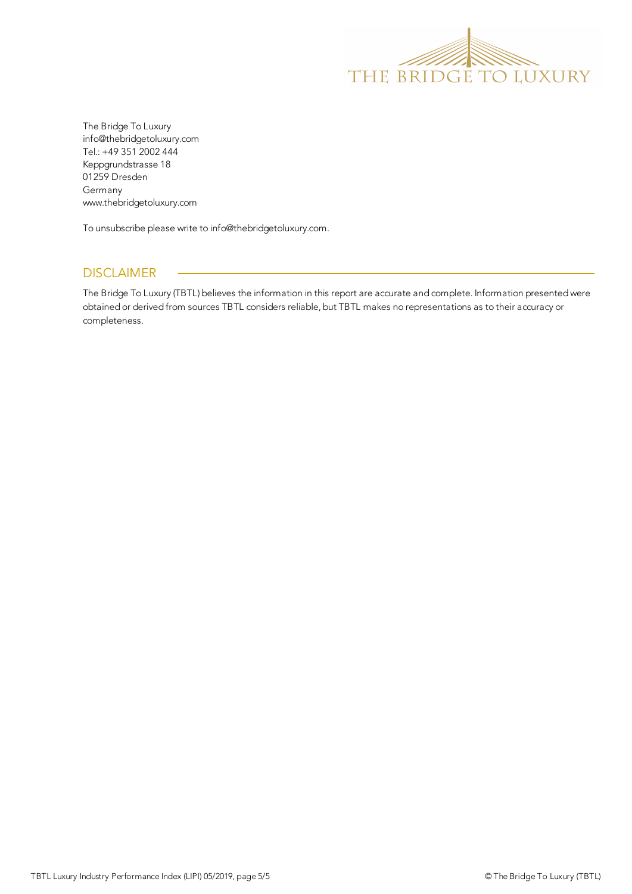THE BRIDGE TO LUXURY

The Bridge To Luxury
info@thebridgetoluxury.com
Tel.: +49 351 2002 444
Keppgrundstrasse 18
01259 Dresden
Germany
www.thebridgetoluxury.com

To unsubscribe please write to info@thebridgetoluxury.com.

## DISCLAIMER

The Bridge To Luxury (TBTL) believes the information in this report are accurate and complete. Information presented were obtained or derived from sources TBTL considers reliable, but TBTL makes no representations as to their accuracy or completeness.